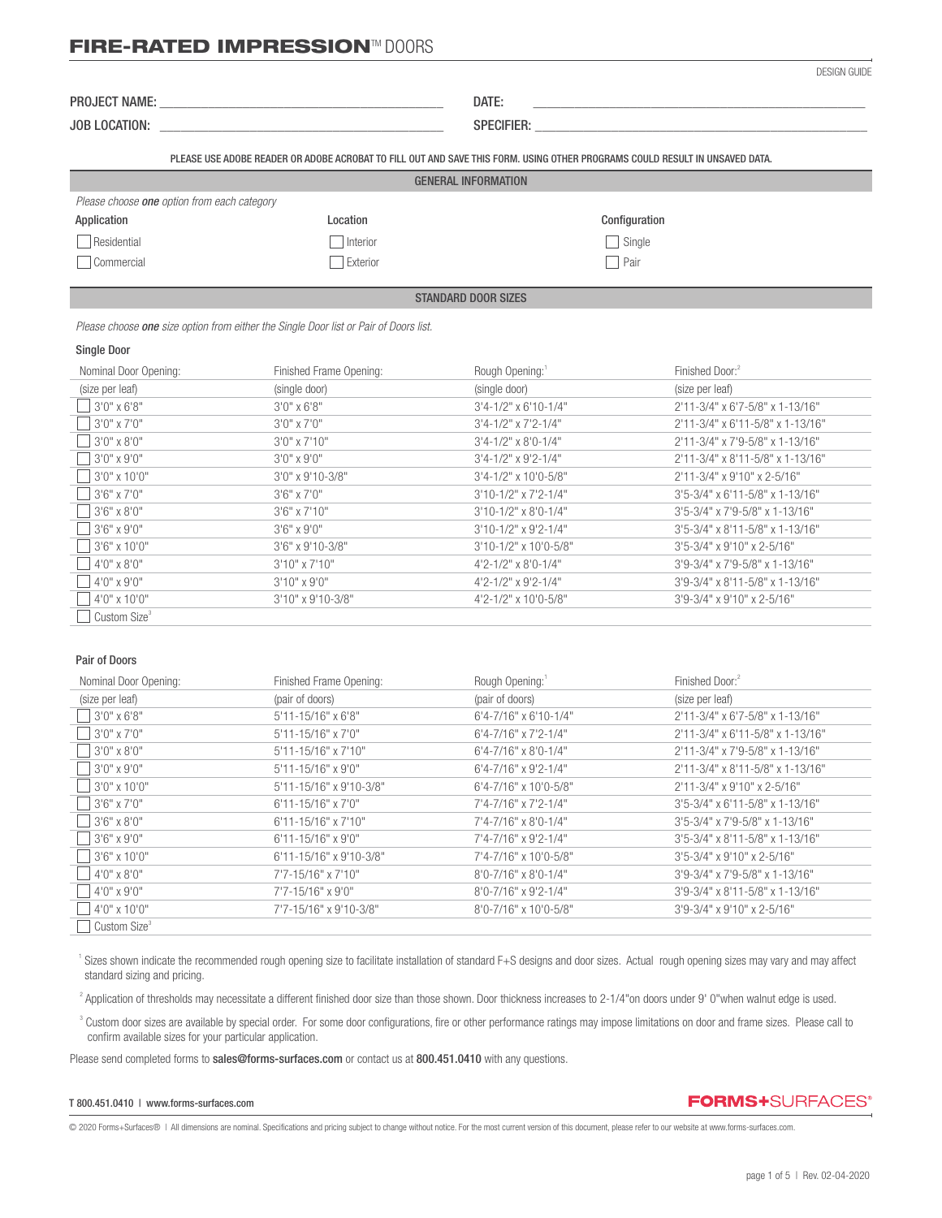# FIRE-RATED IMPRESSION™ DOORS

DESIGN GUIDE

PROJECT NAME: ______________________ DATE: ______________________

JOB LOCATION: ______________________ SPECIFIER: ______________________

PLEASE USE ADOBE READER OR ADOBE ACROBAT TO FILL OUT AND SAVE THIS FORM. USING OTHER PROGRAMS COULD RESULT IN UNSAVED DATA.

## GENERAL INFORMATION

*Please choose **one** option from each category*

| Application | Location | Configuration |
| --- | --- | --- |
| ☐ Residential | ☐ Interior | ☐ Single |
| ☐ Commercial | ☐ Exterior | ☐ Pair |

## STANDARD DOOR SIZES

*Please choose **one** size option from either the Single Door list or Pair of Doors list.*

### Single Door

| Nominal Door Opening: (size per leaf) | Finished Frame Opening: (single door) | Rough Opening:[1] (single door) | Finished Door:[2] (size per leaf) |
| --- | --- | --- | --- |
| ☐ 3'0" x 6'8" | 3'0" x 6'8" | 3'4-1/2" x 6'10-1/4" | 2'11-3/4" x 6'7-5/8" x 1-13/16" |
| ☐ 3'0" x 7'0" | 3'0" x 7'0" | 3'4-1/2" x 7'2-1/4" | 2'11-3/4" x 6'11-5/8" x 1-13/16" |
| ☐ 3'0" x 8'0" | 3'0" x 7'10" | 3'4-1/2" x 8'0-1/4" | 2'11-3/4" x 7'9-5/8" x 1-13/16" |
| ☐ 3'0" x 9'0" | 3'0" x 9'0" | 3'4-1/2" x 9'2-1/4" | 2'11-3/4" x 8'11-5/8" x 1-13/16" |
| ☐ 3'0" x 10'0" | 3'0" x 9'10-3/8" | 3'4-1/2" x 10'0-5/8" | 2'11-3/4" x 9'10" x 2-5/16" |
| ☐ 3'6" x 7'0" | 3'6" x 7'0" | 3'10-1/2" x 7'2-1/4" | 3'5-3/4" x 6'11-5/8" x 1-13/16" |
| ☐ 3'6" x 8'0" | 3'6" x 7'10" | 3'10-1/2" x 8'0-1/4" | 3'5-3/4" x 7'9-5/8" x 1-13/16" |
| ☐ 3'6" x 9'0" | 3'6" x 9'0" | 3'10-1/2" x 9'2-1/4" | 3'5-3/4" x 8'11-5/8" x 1-13/16" |
| ☐ 3'6" x 10'0" | 3'6" x 9'10-3/8" | 3'10-1/2" x 10'0-5/8" | 3'5-3/4" x 9'10" x 2-5/16" |
| ☐ 4'0" x 8'0" | 3'10" x 7'10" | 4'2-1/2" x 8'0-1/4" | 3'9-3/4" x 7'9-5/8" x 1-13/16" |
| ☐ 4'0" x 9'0" | 3'10" x 9'0" | 4'2-1/2" x 9'2-1/4" | 3'9-3/4" x 8'11-5/8" x 1-13/16" |
| ☐ 4'0" x 10'0" | 3'10" x 9'10-3/8" | 4'2-1/2" x 10'0-5/8" | 3'9-3/4" x 9'10" x 2-5/16" |
| ☐ Custom Size[3] | | | |

### Pair of Doors

| Nominal Door Opening: (size per leaf) | Finished Frame Opening: (pair of doors) | Rough Opening:[1] (pair of doors) | Finished Door:[2] (size per leaf) |
| --- | --- | --- | --- |
| ☐ 3'0" x 6'8" | 5'11-15/16" x 6'8" | 6'4-7/16" x 6'10-1/4" | 2'11-3/4" x 6'7-5/8" x 1-13/16" |
| ☐ 3'0" x 7'0" | 5'11-15/16" x 7'0" | 6'4-7/16" x 7'2-1/4" | 2'11-3/4" x 6'11-5/8" x 1-13/16" |
| ☐ 3'0" x 8'0" | 5'11-15/16" x 7'10" | 6'4-7/16" x 8'0-1/4" | 2'11-3/4" x 7'9-5/8" x 1-13/16" |
| ☐ 3'0" x 9'0" | 5'11-15/16" x 9'0" | 6'4-7/16" x 9'2-1/4" | 2'11-3/4" x 8'11-5/8" x 1-13/16" |
| ☐ 3'0" x 10'0" | 5'11-15/16" x 9'10-3/8" | 6'4-7/16" x 10'0-5/8" | 2'11-3/4" x 9'10" x 2-5/16" |
| ☐ 3'6" x 7'0" | 6'11-15/16" x 7'0" | 7'4-7/16" x 7'2-1/4" | 3'5-3/4" x 6'11-5/8" x 1-13/16" |
| ☐ 3'6" x 8'0" | 6'11-15/16" x 7'10" | 7'4-7/16" x 8'0-1/4" | 3'5-3/4" x 7'9-5/8" x 1-13/16" |
| ☐ 3'6" x 9'0" | 6'11-15/16" x 9'0" | 7'4-7/16" x 9'2-1/4" | 3'5-3/4" x 8'11-5/8" x 1-13/16" |
| ☐ 3'6" x 10'0" | 6'11-15/16" x 9'10-3/8" | 7'4-7/16" x 10'0-5/8" | 3'5-3/4" x 9'10" x 2-5/16" |
| ☐ 4'0" x 8'0" | 7'7-15/16" x 7'10" | 8'0-7/16" x 8'0-1/4" | 3'9-3/4" x 7'9-5/8" x 1-13/16" |
| ☐ 4'0" x 9'0" | 7'7-15/16" x 9'0" | 8'0-7/16" x 9'2-1/4" | 3'9-3/4" x 8'11-5/8" x 1-13/16" |
| ☐ 4'0" x 10'0" | 7'7-15/16" x 9'10-3/8" | 8'0-7/16" x 10'0-5/8" | 3'9-3/4" x 9'10" x 2-5/16" |
| ☐ Custom Size[3] | | | |

[1] Sizes shown indicate the recommended rough opening size to facilitate installation of standard F+S designs and door sizes. Actual rough opening sizes may vary and may affect standard sizing and pricing.

[2] Application of thresholds may necessitate a different finished door size than those shown. Door thickness increases to 2-1/4"on doors under 9' 0"when walnut edge is used.

[3] Custom door sizes are available by special order. For some door configurations, fire or other performance ratings may impose limitations on door and frame sizes. Please call to confirm available sizes for your particular application.

Please send completed forms to **sales@forms-surfaces.com** or contact us at **800.451.0410** with any questions.

T 800.451.0410 | www.forms-surfaces.com

**FORMS+SURFACES®**

© 2020 Forms+Surfaces® | All dimensions are nominal. Specifications and pricing subject to change without notice. For the most current version of this document, please refer to our website at www.forms-surfaces.com.

Rev. 02-04-2020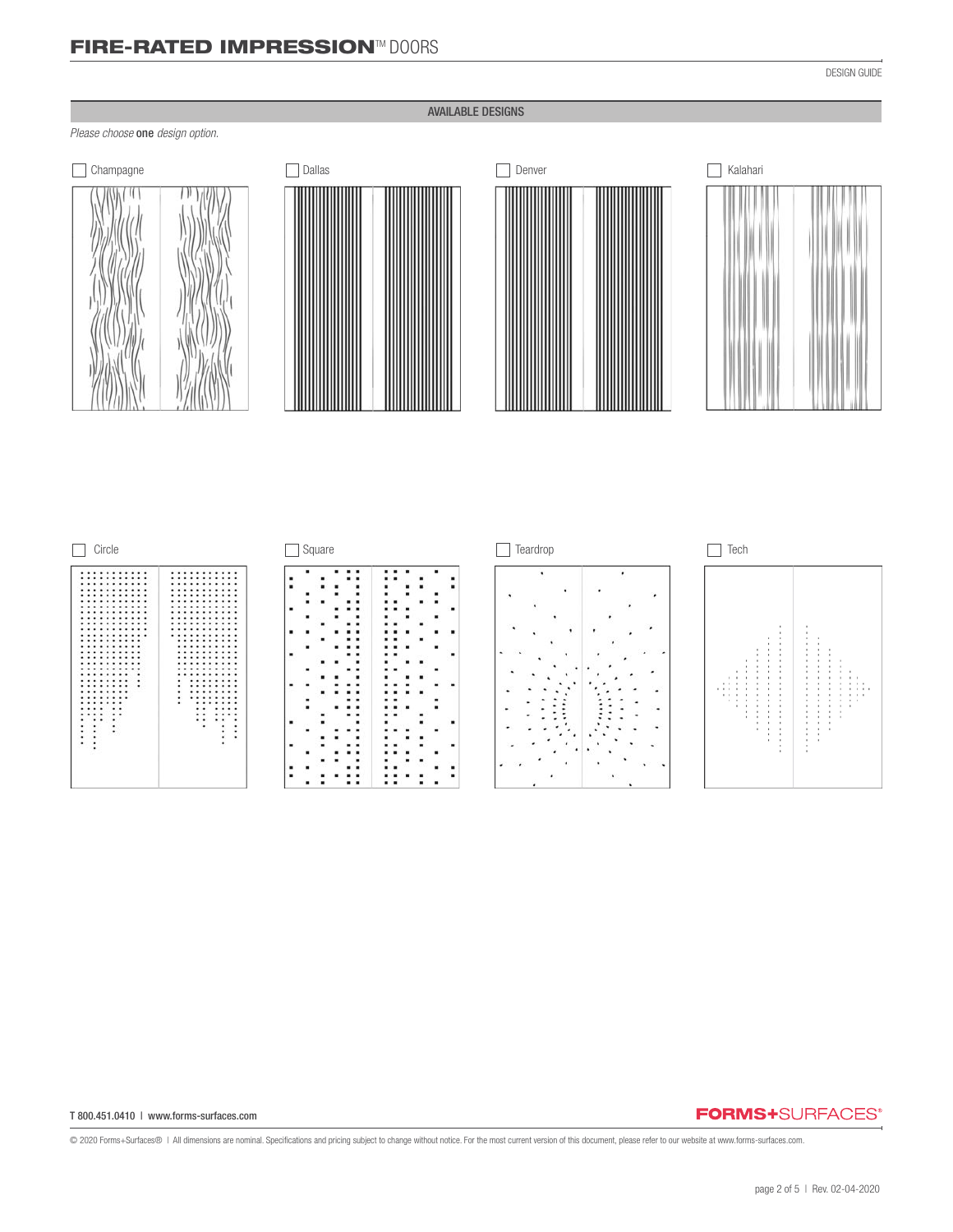## AVAILABLE DESIGNS

*Please choose* **one** *design option.*

- ☐ Champagne
- ☐ Dallas
- ☐ Denver
- ☐ Kalahari
- ☐ Circle
- ☐ Square
- ☐ Teardrop
- ☐ Tech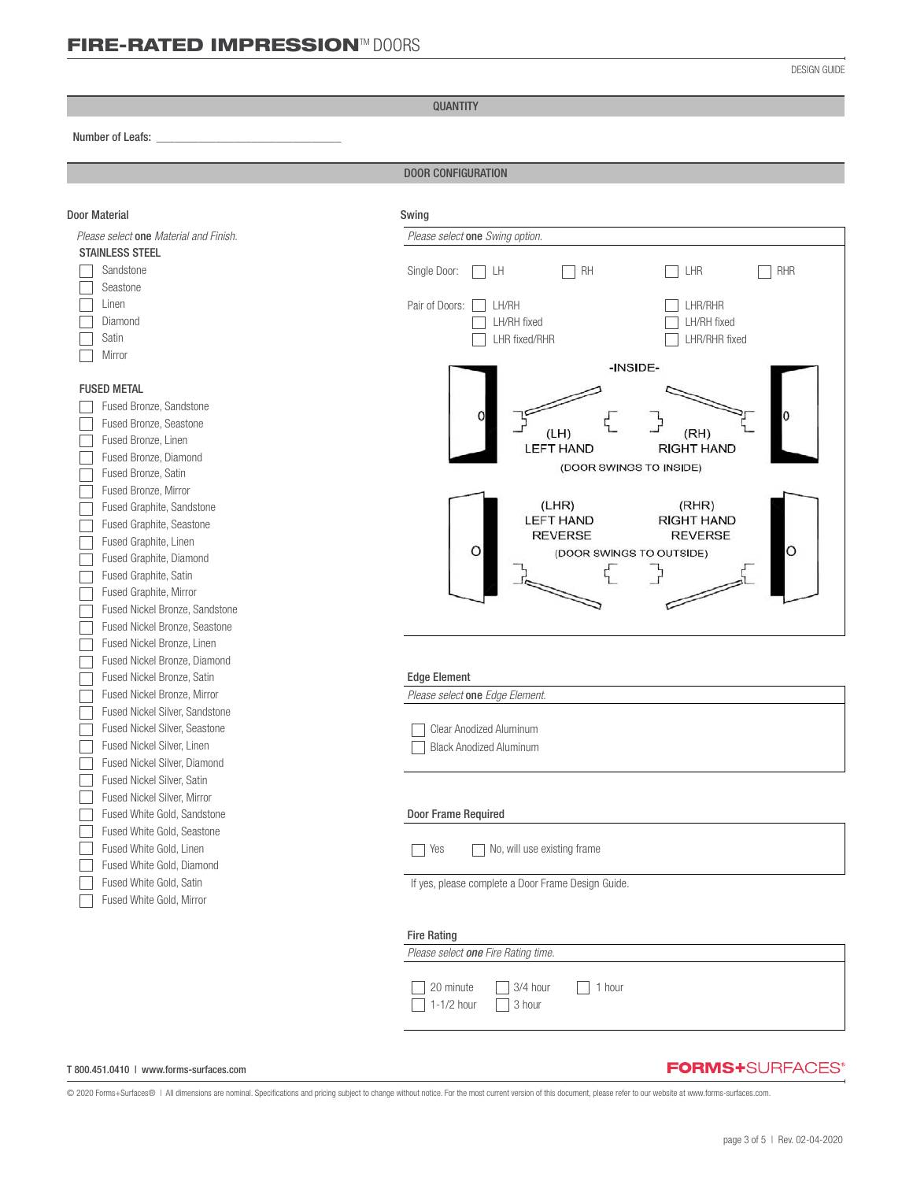# FIRE-RATED IMPRESSION™ DOORS

DESIGN GUIDE

## QUANTITY

Number of Leafs: ______________________________

## DOOR CONFIGURATION

### Door Material

*Please select* **one** *Material and Finish.*

**STAINLESS STEEL**

- ☐ Sandstone
- ☐ Seastone
- ☐ Linen
- ☐ Diamond
- ☐ Satin
- ☐ Mirror

**FUSED METAL**

- ☐ Fused Bronze, Sandstone
- ☐ Fused Bronze, Seastone
- ☐ Fused Bronze, Linen
- ☐ Fused Bronze, Diamond
- ☐ Fused Bronze, Satin
- ☐ Fused Bronze, Mirror
- ☐ Fused Graphite, Sandstone
- ☐ Fused Graphite, Seastone
- ☐ Fused Graphite, Linen
- ☐ Fused Graphite, Diamond
- ☐ Fused Graphite, Satin
- ☐ Fused Graphite, Mirror
- ☐ Fused Nickel Bronze, Sandstone
- ☐ Fused Nickel Bronze, Seastone
- ☐ Fused Nickel Bronze, Linen
- ☐ Fused Nickel Bronze, Diamond
- ☐ Fused Nickel Bronze, Satin
- ☐ Fused Nickel Bronze, Mirror
- ☐ Fused Nickel Silver, Sandstone
- ☐ Fused Nickel Silver, Seastone
- ☐ Fused Nickel Silver, Linen
- ☐ Fused Nickel Silver, Diamond
- ☐ Fused Nickel Silver, Satin
- ☐ Fused Nickel Silver, Mirror
- ☐ Fused White Gold, Sandstone
- ☐ Fused White Gold, Seastone
- ☐ Fused White Gold, Linen
- ☐ Fused White Gold, Diamond
- ☐ Fused White Gold, Satin
- ☐ Fused White Gold, Mirror

### Swing

*Please select* **one** *Swing option.*

Single Door: ☐ LH ☐ RH ☐ LHR ☐ RHR

Pair of Doors:
- ☐ LH/RH
- ☐ LH/RH fixed
- ☐ LHR fixed/RHR
- ☐ LHR/RHR
- ☐ LHR/RHR fixed

-INSIDE-

(LH) LEFT HAND

(RH) RIGHT HAND

(DOOR SWINGS TO INSIDE)

(LHR) LEFT HAND REVERSE

(RHR) RIGHT HAND REVERSE

(DOOR SWINGS TO OUTSIDE)

### Edge Element

*Please select* **one** *Edge Element.*

- ☐ Clear Anodized Aluminum
- ☐ Black Anodized Aluminum

### Door Frame Required

☐ Yes ☐ No, will use existing frame

If yes, please complete a Door Frame Design Guide.

### Fire Rating

*Please select* ***one*** *Fire Rating time.*

- ☐ 20 minute
- ☐ 3/4 hour
- ☐ 1 hour
- ☐ 1-1/2 hour
- ☐ 3 hour

T 800.451.0410 | www.forms-surfaces.com

FORMS+SURFACES®

© 2020 Forms+Surfaces® | All dimensions are nominal. Specifications and pricing subject to change without notice. For the most current version of this document, please refer to our website at www.forms-surfaces.com.

Rev. 02-04-2020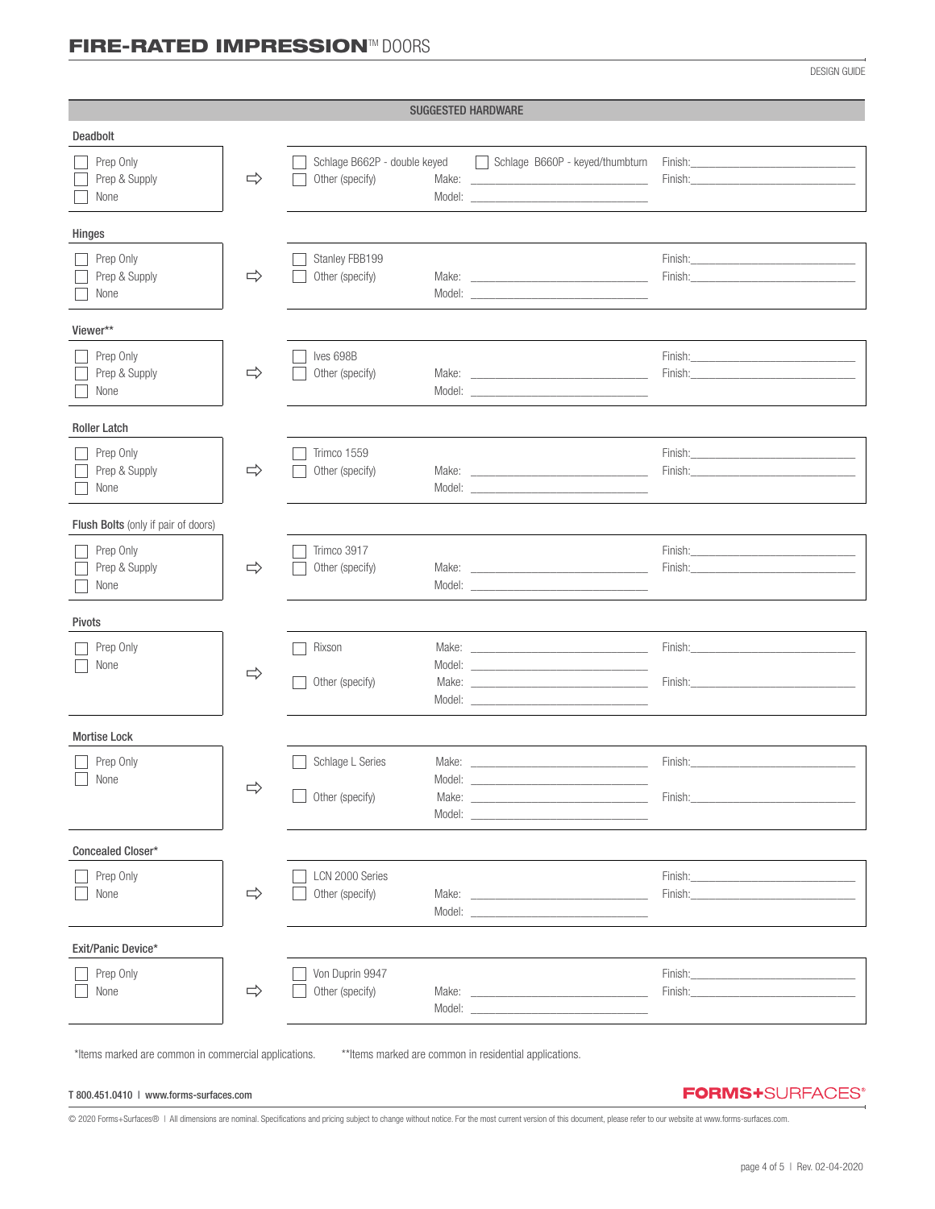DESIGN GUIDE

## SUGGESTED HARDWARE

### Deadbolt

- [ ] Prep Only
- [ ] Prep & Supply
- [ ] None

⇨

- [ ] Schlage B662P - double keyed
- [ ] Schlage B660P - keyed/thumbturn
- [ ] Other (specify) Make: ____________ Model: ____________

Finish: ____________
Finish: ____________

### Hinges

- [ ] Prep Only
- [ ] Prep & Supply
- [ ] None

⇨

- [ ] Stanley FBB199 Finish: ____________
- [ ] Other (specify) Make: ____________ Model: ____________ Finish: ____________

### Viewer**

- [ ] Prep Only
- [ ] Prep & Supply
- [ ] None

⇨

- [ ] Ives 698B Finish: ____________
- [ ] Other (specify) Make: ____________ Model: ____________ Finish: ____________

### Roller Latch

- [ ] Prep Only
- [ ] Prep & Supply
- [ ] None

⇨

- [ ] Trimco 1559 Finish: ____________
- [ ] Other (specify) Make: ____________ Model: ____________ Finish: ____________

### Flush Bolts (only if pair of doors)

- [ ] Prep Only
- [ ] Prep & Supply
- [ ] None

⇨

- [ ] Trimco 3917 Finish: ____________
- [ ] Other (specify) Make: ____________ Model: ____________ Finish: ____________

### Pivots

- [ ] Prep Only
- [ ] None

⇨

- [ ] Rixson Make: ____________ Model: ____________ Finish: ____________
- [ ] Other (specify) Make: ____________ Model: ____________ Finish: ____________

### Mortise Lock

- [ ] Prep Only
- [ ] None

⇨

- [ ] Schlage L Series Make: ____________ Model: ____________ Finish: ____________
- [ ] Other (specify) Make: ____________ Model: ____________ Finish: ____________

### Concealed Closer*

- [ ] Prep Only
- [ ] None

⇨

- [ ] LCN 2000 Series Finish: ____________
- [ ] Other (specify) Make: ____________ Model: ____________ Finish: ____________

### Exit/Panic Device*

- [ ] Prep Only
- [ ] None

⇨

- [ ] Von Duprin 9947 Finish: ____________
- [ ] Other (specify) Make: ____________ Model: ____________ Finish: ____________

*Items marked are common in commercial applications. **Items marked are common in residential applications.

T 800.451.0410 | www.forms-surfaces.com

FORMS+SURFACES®

© 2020 Forms+Surfaces® | All dimensions are nominal. Specifications and pricing subject to change without notice. For the most current version of this document, please refer to our website at www.forms-surfaces.com.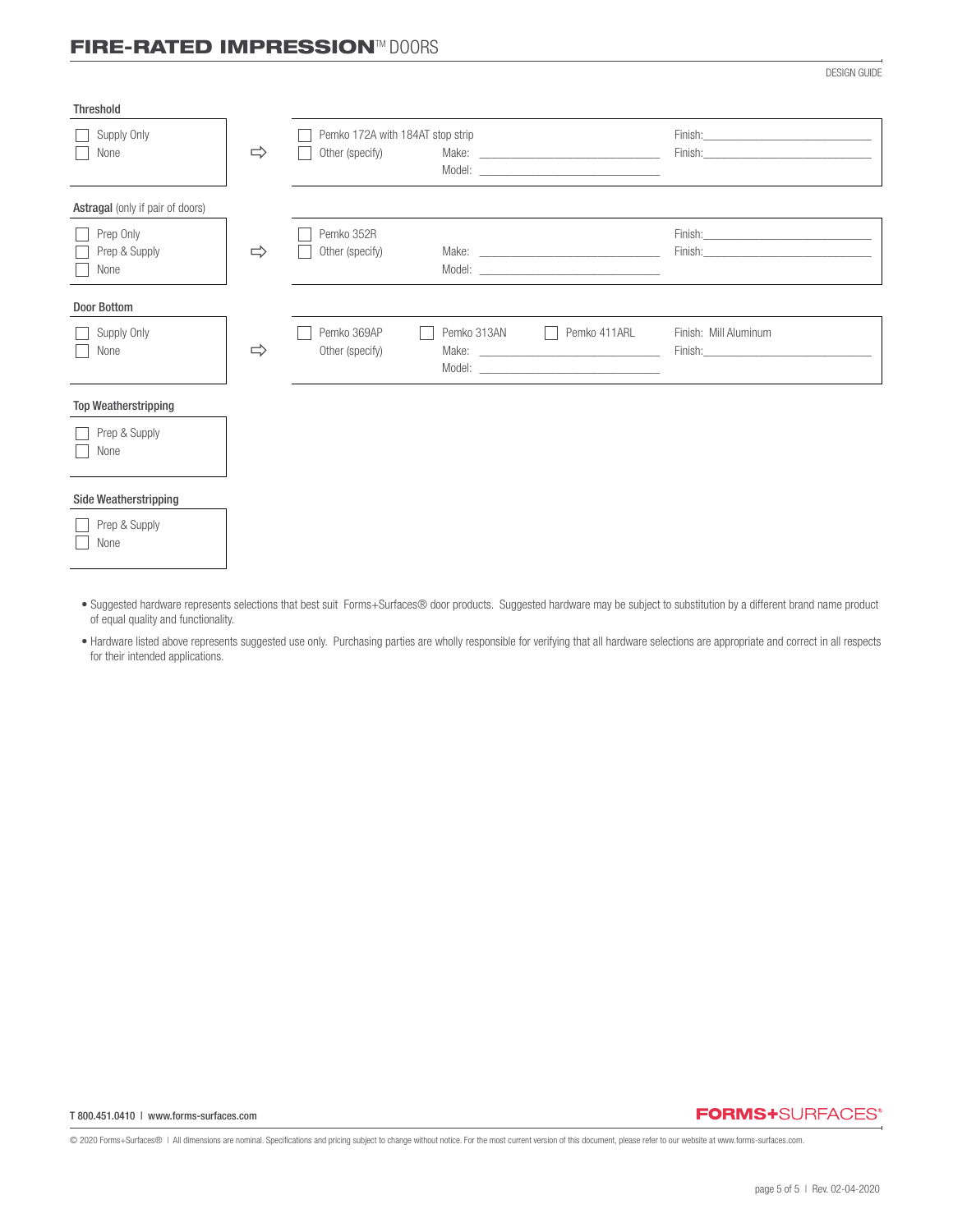### Threshold

| | | |
|---|---|---|
| ☐ Supply Only<br>☐ None | ⇨ | ☐ Pemko 172A with 184AT stop strip — Finish:____________<br>☐ Other (specify) — Make: ____________ Model: ____________ — Finish:____________ |

### Astragal (only if pair of doors)

| | | |
|---|---|---|
| ☐ Prep Only<br>☐ Prep & Supply<br>☐ None | ⇨ | ☐ Pemko 352R — Finish:____________<br>☐ Other (specify) — Make: ____________ Model: ____________ — Finish:____________ |

### Door Bottom

| | | |
|---|---|---|
| ☐ Supply Only<br>☐ None | ⇨ | ☐ Pemko 369AP ☐ Pemko 313AN ☐ Pemko 411ARL — Finish: Mill Aluminum<br>Other (specify) — Make: ____________ Model: ____________ — Finish:____________ |

### Top Weatherstripping

☐ Prep & Supply
☐ None

### Side Weatherstripping

☐ Prep & Supply
☐ None

- Suggested hardware represents selections that best suit Forms+Surfaces® door products. Suggested hardware may be subject to substitution by a different brand name product of equal quality and functionality.
- Hardware listed above represents suggested use only. Purchasing parties are wholly responsible for verifying that all hardware selections are appropriate and correct in all respects for their intended applications.

T 800.451.0410 | www.forms-surfaces.com

FORMS+SURFACES®

© 2020 Forms+Surfaces® | All dimensions are nominal. Specifications and pricing subject to change without notice. For the most current version of this document, please refer to our website at www.forms-surfaces.com.